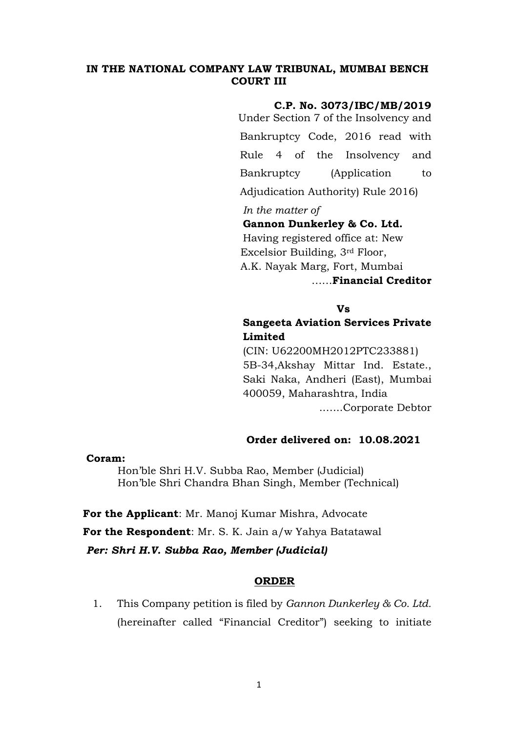**IN THE NATIONAL COMPANY LAW TRIBUNAL, MUMBAI BENCH COURT III**

**C.P. No. 3073/IBC/MB/2019**

Under Section 7 of the Insolvency and Bankruptcy Code, 2016 read with Rule 4 of the Insolvency and Bankruptcy (Application to Adjudication Authority) Rule 2016)

*In the matter of*

**Gannon Dunkerley & Co. Ltd.**
Having registered office at: New Excelsior Building, 3rd Floor, A.K. Nayak Marg, Fort, Mumbai
……**Financial Creditor**

**Vs**

**Sangeeta Aviation Services Private Limited**
(CIN: U62200MH2012PTC233881)
5B-34,Akshay Mittar Ind. Estate., Saki Naka, Andheri (East), Mumbai 400059, Maharashtra, India
…….Corporate Debtor

**Order delivered on: 10.08.2021**

**Coram:**

Hon'ble Shri H.V. Subba Rao, Member (Judicial)
Hon'ble Shri Chandra Bhan Singh, Member (Technical)

**For the Applicant**: Mr. Manoj Kumar Mishra, Advocate

**For the Respondent**: Mr. S. K. Jain a/w Yahya Batatawal

***Per: Shri H.V. Subba Rao, Member (Judicial)***

## ORDER

1. This Company petition is filed by *Gannon Dunkerley & Co. Ltd.* (hereinafter called "Financial Creditor") seeking to initiate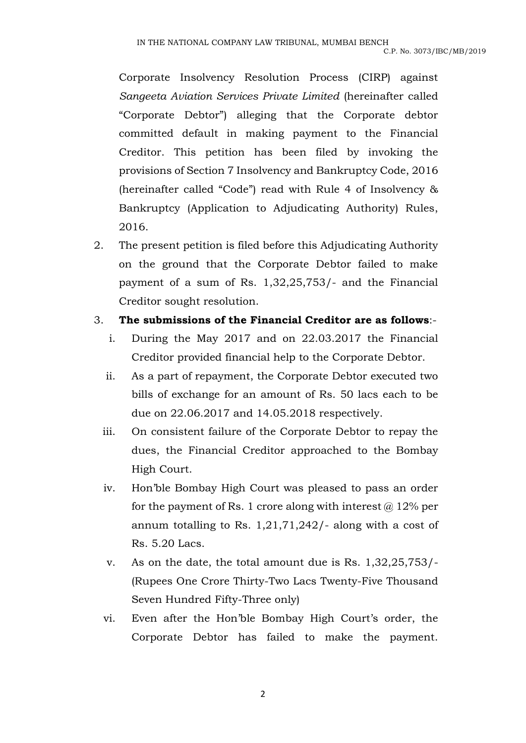Corporate Insolvency Resolution Process (CIRP) against *Sangeeta Aviation Services Private Limited* (hereinafter called "Corporate Debtor") alleging that the Corporate debtor committed default in making payment to the Financial Creditor. This petition has been filed by invoking the provisions of Section 7 Insolvency and Bankruptcy Code, 2016 (hereinafter called "Code") read with Rule 4 of Insolvency & Bankruptcy (Application to Adjudicating Authority) Rules, 2016.

2. The present petition is filed before this Adjudicating Authority on the ground that the Corporate Debtor failed to make payment of a sum of Rs. 1,32,25,753/- and the Financial Creditor sought resolution.

3. **The submissions of the Financial Creditor are as follows**:-

   i. During the May 2017 and on 22.03.2017 the Financial Creditor provided financial help to the Corporate Debtor.

   ii. As a part of repayment, the Corporate Debtor executed two bills of exchange for an amount of Rs. 50 lacs each to be due on 22.06.2017 and 14.05.2018 respectively.

   iii. On consistent failure of the Corporate Debtor to repay the dues, the Financial Creditor approached to the Bombay High Court.

   iv. Hon'ble Bombay High Court was pleased to pass an order for the payment of Rs. 1 crore along with interest @ 12% per annum totalling to Rs. 1,21,71,242/- along with a cost of Rs. 5.20 Lacs.

   v. As on the date, the total amount due is Rs. 1,32,25,753/- (Rupees One Crore Thirty-Two Lacs Twenty-Five Thousand Seven Hundred Fifty-Three only)

   vi. Even after the Hon'ble Bombay High Court's order, the Corporate Debtor has failed to make the payment.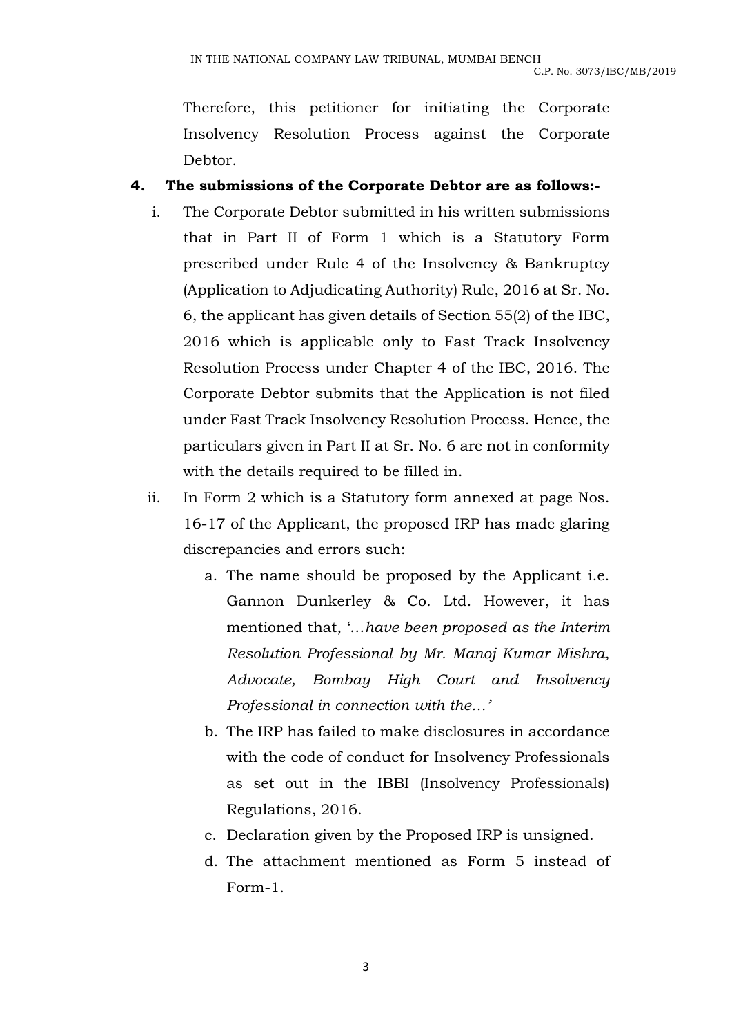Therefore, this petitioner for initiating the Corporate Insolvency Resolution Process against the Corporate Debtor.

**4. The submissions of the Corporate Debtor are as follows:-**

i. The Corporate Debtor submitted in his written submissions that in Part II of Form 1 which is a Statutory Form prescribed under Rule 4 of the Insolvency & Bankruptcy (Application to Adjudicating Authority) Rule, 2016 at Sr. No. 6, the applicant has given details of Section 55(2) of the IBC, 2016 which is applicable only to Fast Track Insolvency Resolution Process under Chapter 4 of the IBC, 2016. The Corporate Debtor submits that the Application is not filed under Fast Track Insolvency Resolution Process. Hence, the particulars given in Part II at Sr. No. 6 are not in conformity with the details required to be filled in.

ii. In Form 2 which is a Statutory form annexed at page Nos. 16-17 of the Applicant, the proposed IRP has made glaring discrepancies and errors such:

   a. The name should be proposed by the Applicant i.e. Gannon Dunkerley & Co. Ltd. However, it has mentioned that, '…*have been proposed as the Interim Resolution Professional by Mr. Manoj Kumar Mishra, Advocate, Bombay High Court and Insolvency Professional in connection with the…'*

   b. The IRP has failed to make disclosures in accordance with the code of conduct for Insolvency Professionals as set out in the IBBI (Insolvency Professionals) Regulations, 2016.

   c. Declaration given by the Proposed IRP is unsigned.

   d. The attachment mentioned as Form 5 instead of Form-1.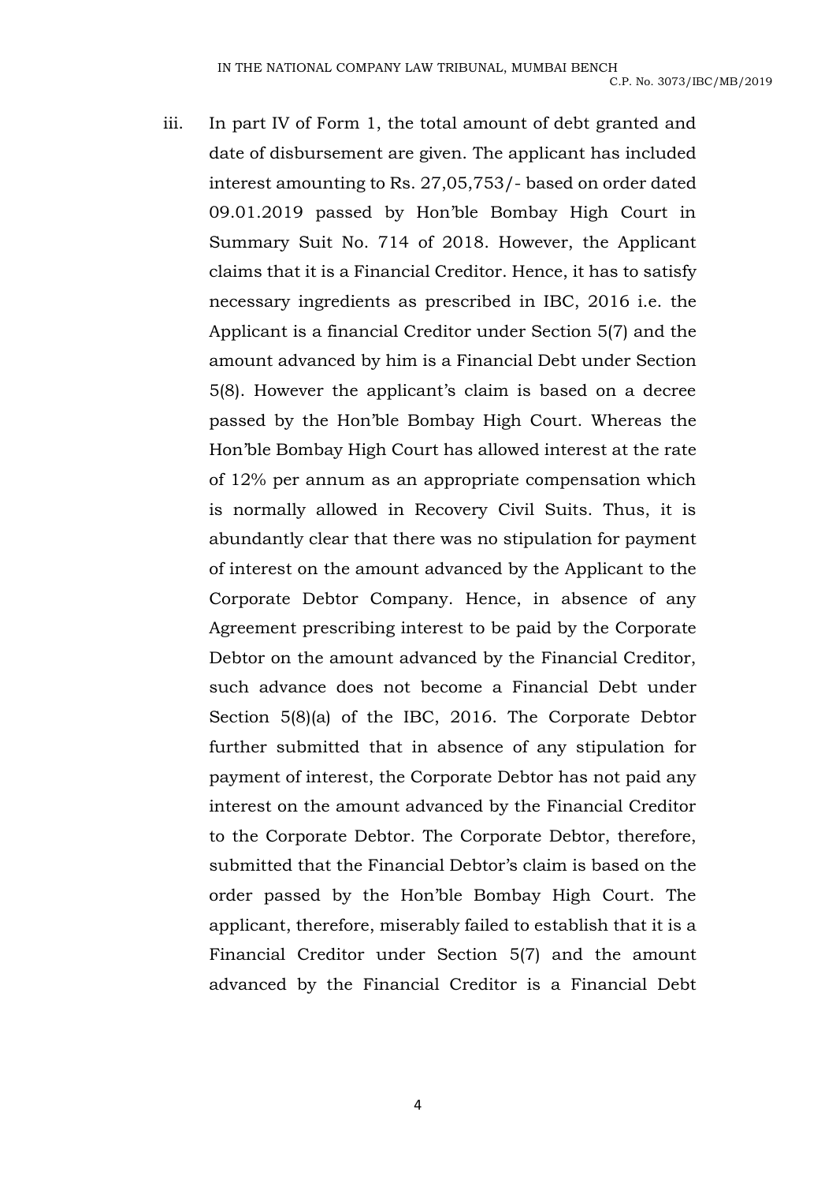iii. In part IV of Form 1, the total amount of debt granted and date of disbursement are given. The applicant has included interest amounting to Rs. 27,05,753/- based on order dated 09.01.2019 passed by Hon'ble Bombay High Court in Summary Suit No. 714 of 2018. However, the Applicant claims that it is a Financial Creditor. Hence, it has to satisfy necessary ingredients as prescribed in IBC, 2016 i.e. the Applicant is a financial Creditor under Section 5(7) and the amount advanced by him is a Financial Debt under Section 5(8). However the applicant's claim is based on a decree passed by the Hon'ble Bombay High Court. Whereas the Hon'ble Bombay High Court has allowed interest at the rate of 12% per annum as an appropriate compensation which is normally allowed in Recovery Civil Suits. Thus, it is abundantly clear that there was no stipulation for payment of interest on the amount advanced by the Applicant to the Corporate Debtor Company. Hence, in absence of any Agreement prescribing interest to be paid by the Corporate Debtor on the amount advanced by the Financial Creditor, such advance does not become a Financial Debt under Section 5(8)(a) of the IBC, 2016. The Corporate Debtor further submitted that in absence of any stipulation for payment of interest, the Corporate Debtor has not paid any interest on the amount advanced by the Financial Creditor to the Corporate Debtor. The Corporate Debtor, therefore, submitted that the Financial Debtor's claim is based on the order passed by the Hon'ble Bombay High Court. The applicant, therefore, miserably failed to establish that it is a Financial Creditor under Section 5(7) and the amount advanced by the Financial Creditor is a Financial Debt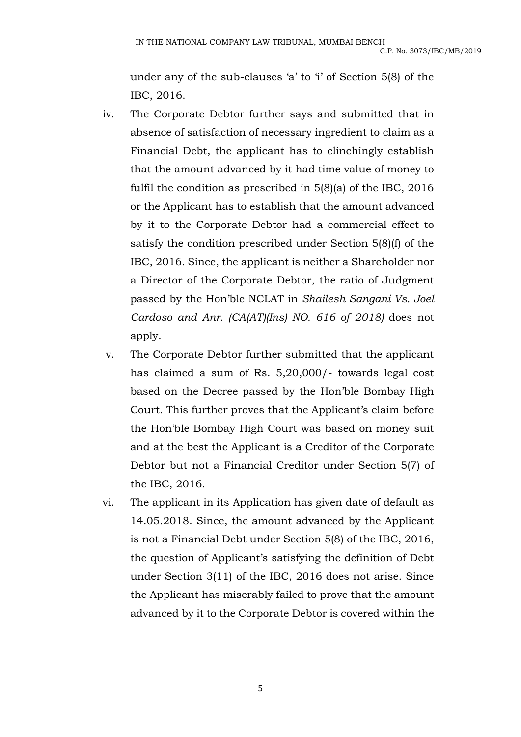under any of the sub-clauses 'a' to 'i' of Section 5(8) of the IBC, 2016.

iv. The Corporate Debtor further says and submitted that in absence of satisfaction of necessary ingredient to claim as a Financial Debt, the applicant has to clinchingly establish that the amount advanced by it had time value of money to fulfil the condition as prescribed in 5(8)(a) of the IBC, 2016 or the Applicant has to establish that the amount advanced by it to the Corporate Debtor had a commercial effect to satisfy the condition prescribed under Section 5(8)(f) of the IBC, 2016. Since, the applicant is neither a Shareholder nor a Director of the Corporate Debtor, the ratio of Judgment passed by the Hon'ble NCLAT in *Shailesh Sangani Vs. Joel Cardoso and Anr. (CA(AT)(Ins) NO. 616 of 2018)* does not apply.

v. The Corporate Debtor further submitted that the applicant has claimed a sum of Rs. 5,20,000/- towards legal cost based on the Decree passed by the Hon'ble Bombay High Court. This further proves that the Applicant's claim before the Hon'ble Bombay High Court was based on money suit and at the best the Applicant is a Creditor of the Corporate Debtor but not a Financial Creditor under Section 5(7) of the IBC, 2016.

vi. The applicant in its Application has given date of default as 14.05.2018. Since, the amount advanced by the Applicant is not a Financial Debt under Section 5(8) of the IBC, 2016, the question of Applicant's satisfying the definition of Debt under Section 3(11) of the IBC, 2016 does not arise. Since the Applicant has miserably failed to prove that the amount advanced by it to the Corporate Debtor is covered within the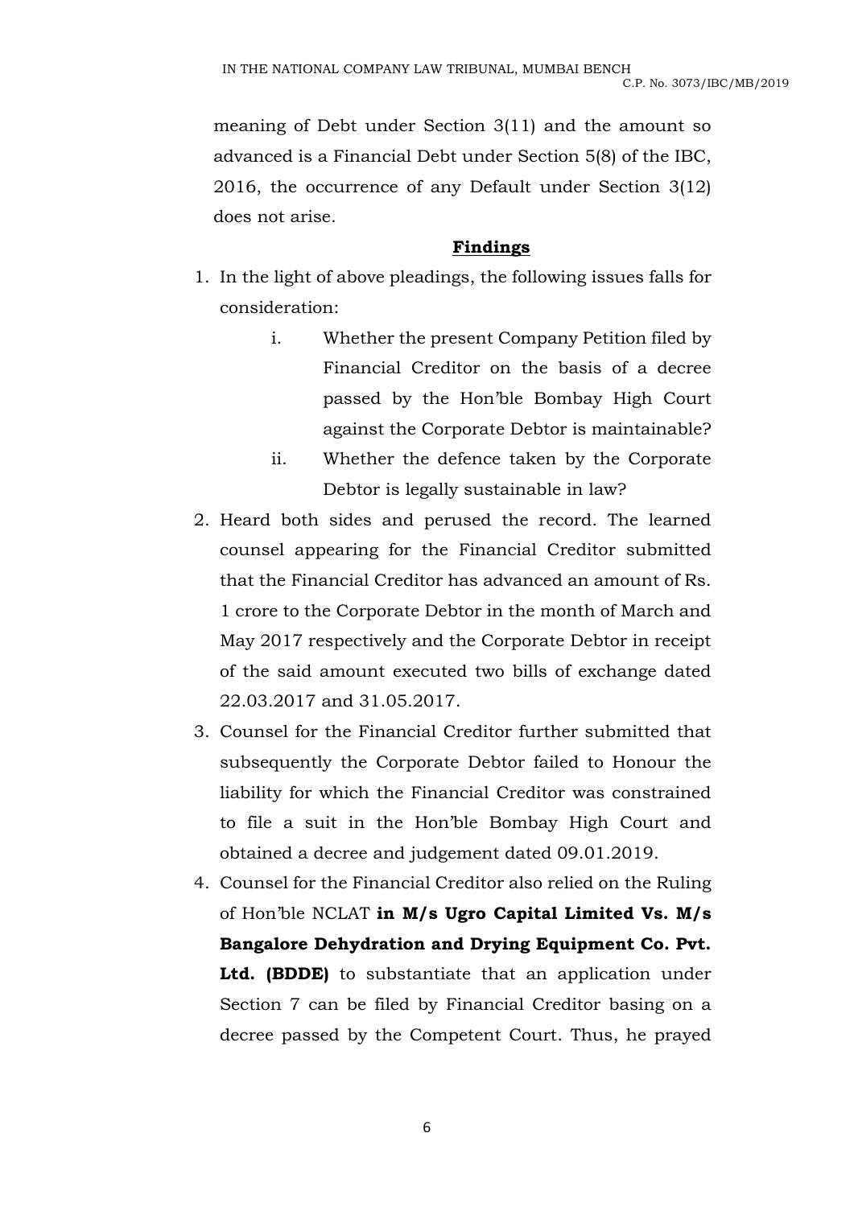meaning of Debt under Section 3(11) and the amount so advanced is a Financial Debt under Section 5(8) of the IBC, 2016, the occurrence of any Default under Section 3(12) does not arise.

**Findings**

1. In the light of above pleadings, the following issues falls for consideration:
   i. Whether the present Company Petition filed by Financial Creditor on the basis of a decree passed by the Hon'ble Bombay High Court against the Corporate Debtor is maintainable?
   ii. Whether the defence taken by the Corporate Debtor is legally sustainable in law?
2. Heard both sides and perused the record. The learned counsel appearing for the Financial Creditor submitted that the Financial Creditor has advanced an amount of Rs. 1 crore to the Corporate Debtor in the month of March and May 2017 respectively and the Corporate Debtor in receipt of the said amount executed two bills of exchange dated 22.03.2017 and 31.05.2017.
3. Counsel for the Financial Creditor further submitted that subsequently the Corporate Debtor failed to Honour the liability for which the Financial Creditor was constrained to file a suit in the Hon'ble Bombay High Court and obtained a decree and judgement dated 09.01.2019.
4. Counsel for the Financial Creditor also relied on the Ruling of Hon'ble NCLAT **in M/s Ugro Capital Limited Vs. M/s Bangalore Dehydration and Drying Equipment Co. Pvt. Ltd. (BDDE)** to substantiate that an application under Section 7 can be filed by Financial Creditor basing on a decree passed by the Competent Court. Thus, he prayed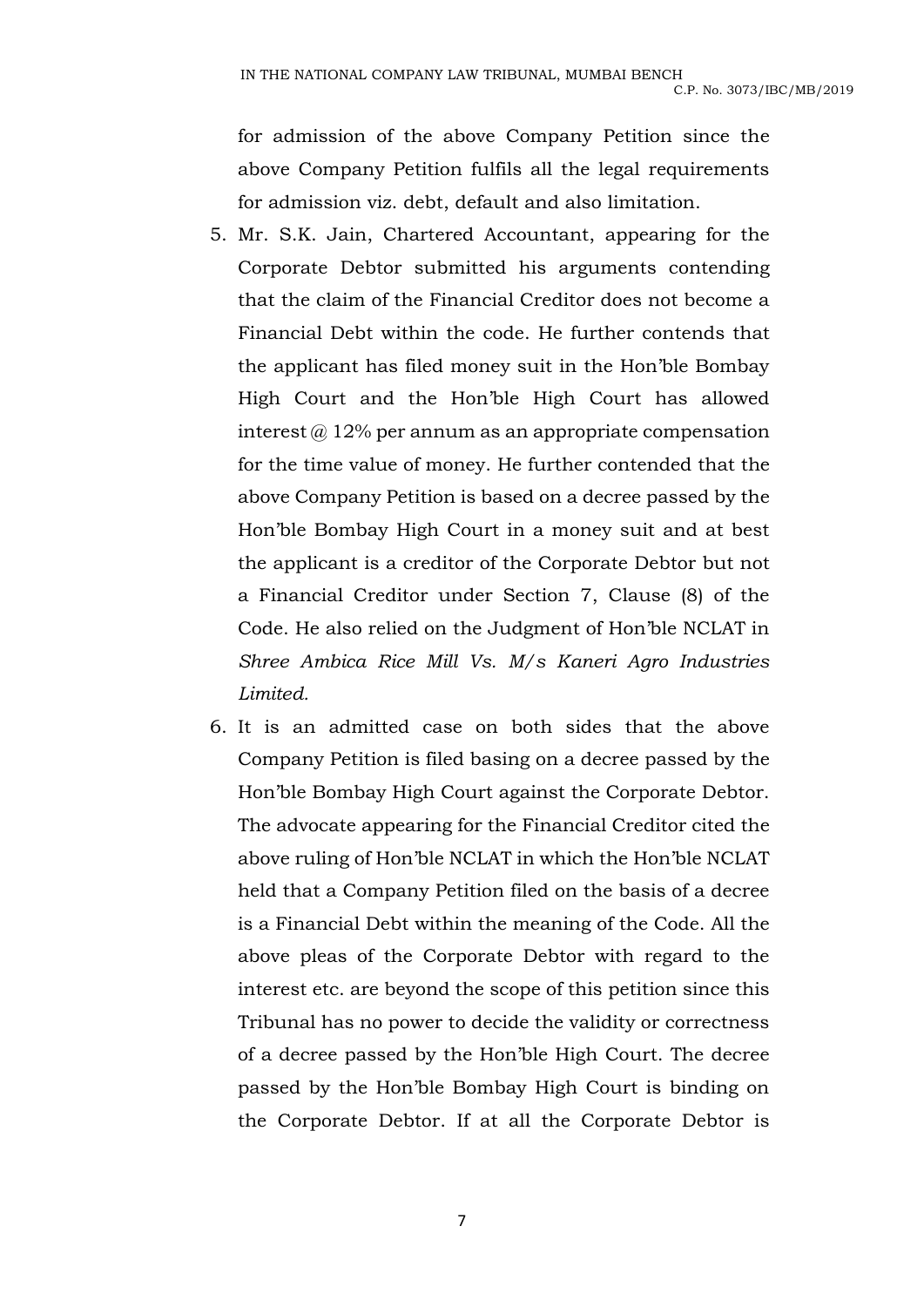for admission of the above Company Petition since the above Company Petition fulfils all the legal requirements for admission viz. debt, default and also limitation.

5. Mr. S.K. Jain, Chartered Accountant, appearing for the Corporate Debtor submitted his arguments contending that the claim of the Financial Creditor does not become a Financial Debt within the code. He further contends that the applicant has filed money suit in the Hon'ble Bombay High Court and the Hon'ble High Court has allowed interest @ 12% per annum as an appropriate compensation for the time value of money. He further contended that the above Company Petition is based on a decree passed by the Hon'ble Bombay High Court in a money suit and at best the applicant is a creditor of the Corporate Debtor but not a Financial Creditor under Section 7, Clause (8) of the Code. He also relied on the Judgment of Hon'ble NCLAT in *Shree Ambica Rice Mill Vs. M/s Kaneri Agro Industries Limited.*

6. It is an admitted case on both sides that the above Company Petition is filed basing on a decree passed by the Hon'ble Bombay High Court against the Corporate Debtor. The advocate appearing for the Financial Creditor cited the above ruling of Hon'ble NCLAT in which the Hon'ble NCLAT held that a Company Petition filed on the basis of a decree is a Financial Debt within the meaning of the Code. All the above pleas of the Corporate Debtor with regard to the interest etc. are beyond the scope of this petition since this Tribunal has no power to decide the validity or correctness of a decree passed by the Hon'ble High Court. The decree passed by the Hon'ble Bombay High Court is binding on the Corporate Debtor. If at all the Corporate Debtor is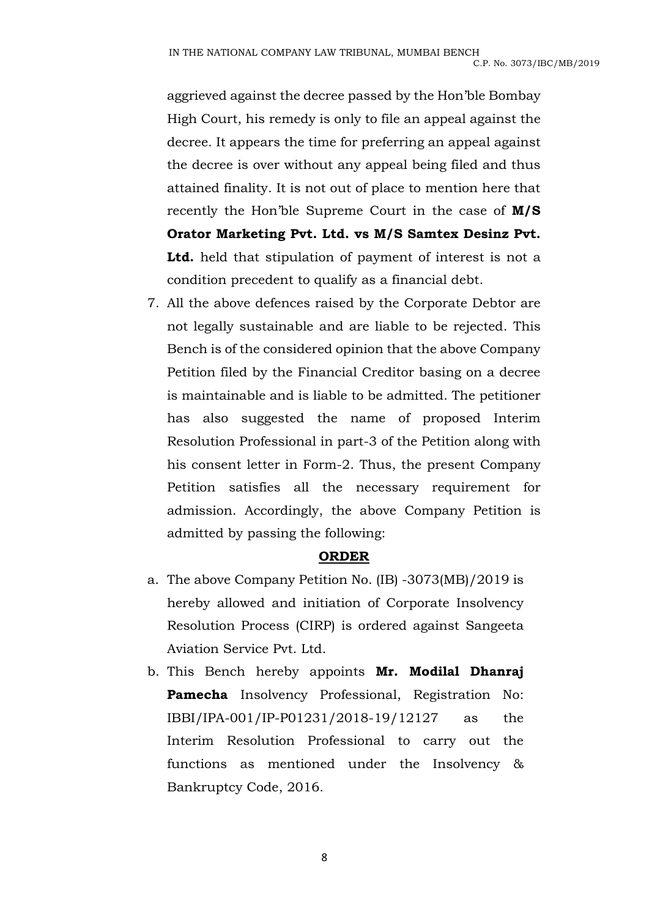aggrieved against the decree passed by the Hon'ble Bombay High Court, his remedy is only to file an appeal against the decree. It appears the time for preferring an appeal against the decree is over without any appeal being filed and thus attained finality. It is not out of place to mention here that recently the Hon'ble Supreme Court in the case of **M/S Orator Marketing Pvt. Ltd. vs M/S Samtex Desinz Pvt. Ltd.** held that stipulation of payment of interest is not a condition precedent to qualify as a financial debt.

7. All the above defences raised by the Corporate Debtor are not legally sustainable and are liable to be rejected. This Bench is of the considered opinion that the above Company Petition filed by the Financial Creditor basing on a decree is maintainable and is liable to be admitted. The petitioner has also suggested the name of proposed Interim Resolution Professional in part-3 of the Petition along with his consent letter in Form-2. Thus, the present Company Petition satisfies all the necessary requirement for admission. Accordingly, the above Company Petition is admitted by passing the following:

**ORDER**

a. The above Company Petition No. (IB) -3073(MB)/2019 is hereby allowed and initiation of Corporate Insolvency Resolution Process (CIRP) is ordered against Sangeeta Aviation Service Pvt. Ltd.

b. This Bench hereby appoints **Mr. Modilal Dhanraj Pamecha** Insolvency Professional, Registration No: IBBI/IPA-001/IP-P01231/2018-19/12127 as the Interim Resolution Professional to carry out the functions as mentioned under the Insolvency & Bankruptcy Code, 2016.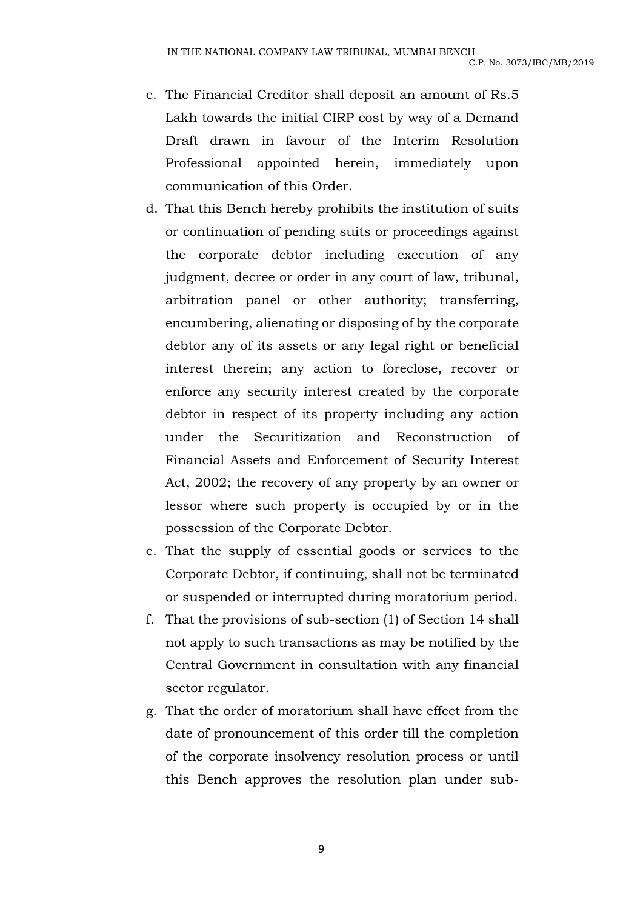c. The Financial Creditor shall deposit an amount of Rs.5 Lakh towards the initial CIRP cost by way of a Demand Draft drawn in favour of the Interim Resolution Professional appointed herein, immediately upon communication of this Order.

d. That this Bench hereby prohibits the institution of suits or continuation of pending suits or proceedings against the corporate debtor including execution of any judgment, decree or order in any court of law, tribunal, arbitration panel or other authority; transferring, encumbering, alienating or disposing of by the corporate debtor any of its assets or any legal right or beneficial interest therein; any action to foreclose, recover or enforce any security interest created by the corporate debtor in respect of its property including any action under the Securitization and Reconstruction of Financial Assets and Enforcement of Security Interest Act, 2002; the recovery of any property by an owner or lessor where such property is occupied by or in the possession of the Corporate Debtor.

e. That the supply of essential goods or services to the Corporate Debtor, if continuing, shall not be terminated or suspended or interrupted during moratorium period.

f. That the provisions of sub-section (1) of Section 14 shall not apply to such transactions as may be notified by the Central Government in consultation with any financial sector regulator.

g. That the order of moratorium shall have effect from the date of pronouncement of this order till the completion of the corporate insolvency resolution process or until this Bench approves the resolution plan under sub-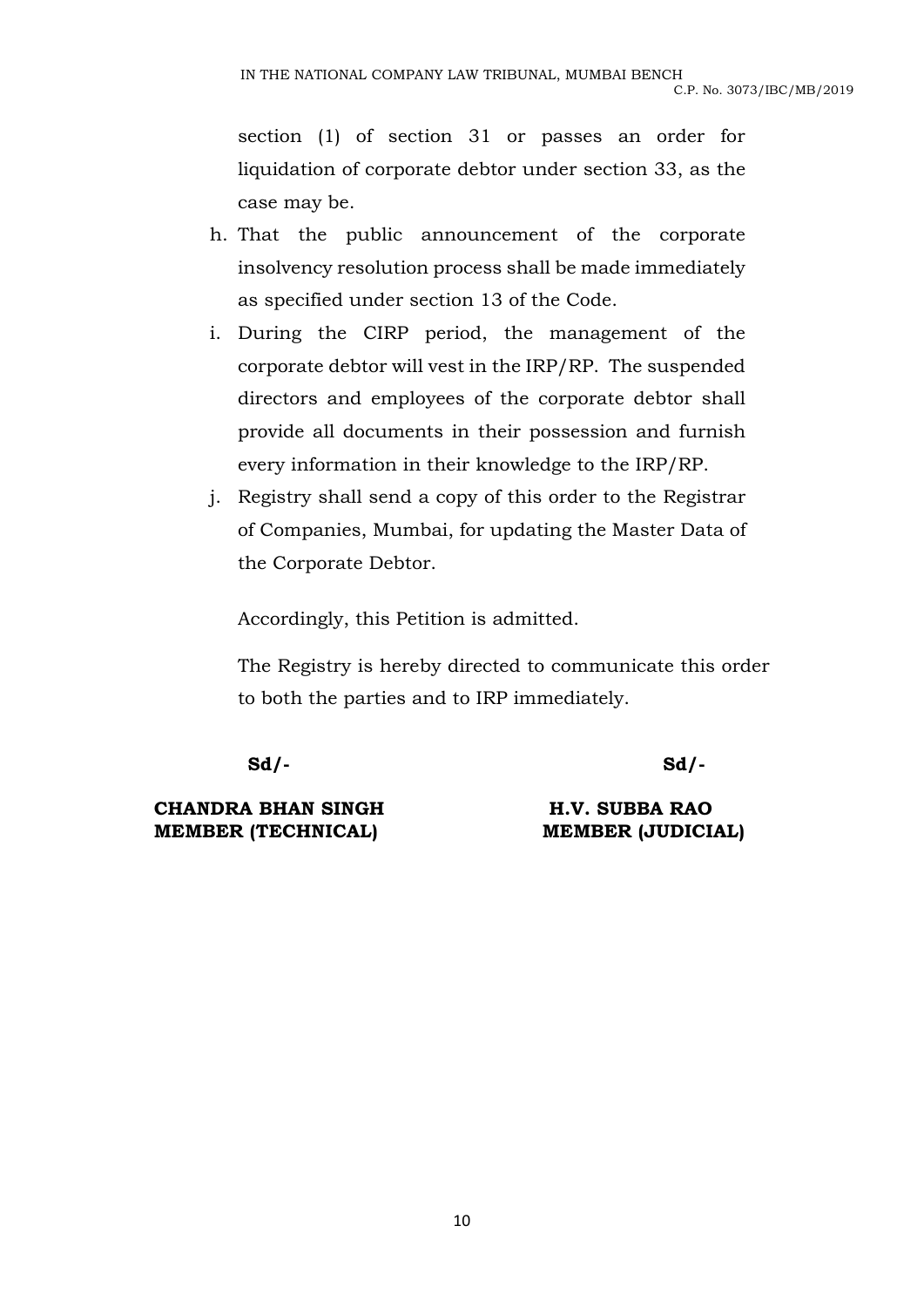section (1) of section 31 or passes an order for liquidation of corporate debtor under section 33, as the case may be.

h. That the public announcement of the corporate insolvency resolution process shall be made immediately as specified under section 13 of the Code.
i. During the CIRP period, the management of the corporate debtor will vest in the IRP/RP. The suspended directors and employees of the corporate debtor shall provide all documents in their possession and furnish every information in their knowledge to the IRP/RP.
j. Registry shall send a copy of this order to the Registrar of Companies, Mumbai, for updating the Master Data of the Corporate Debtor.

Accordingly, this Petition is admitted.

The Registry is hereby directed to communicate this order to both the parties and to IRP immediately.

**Sd/-**

**CHANDRA BHAN SINGH**
**MEMBER (TECHNICAL)**

**Sd/-**

**H.V. SUBBA RAO**
**MEMBER (JUDICIAL)**